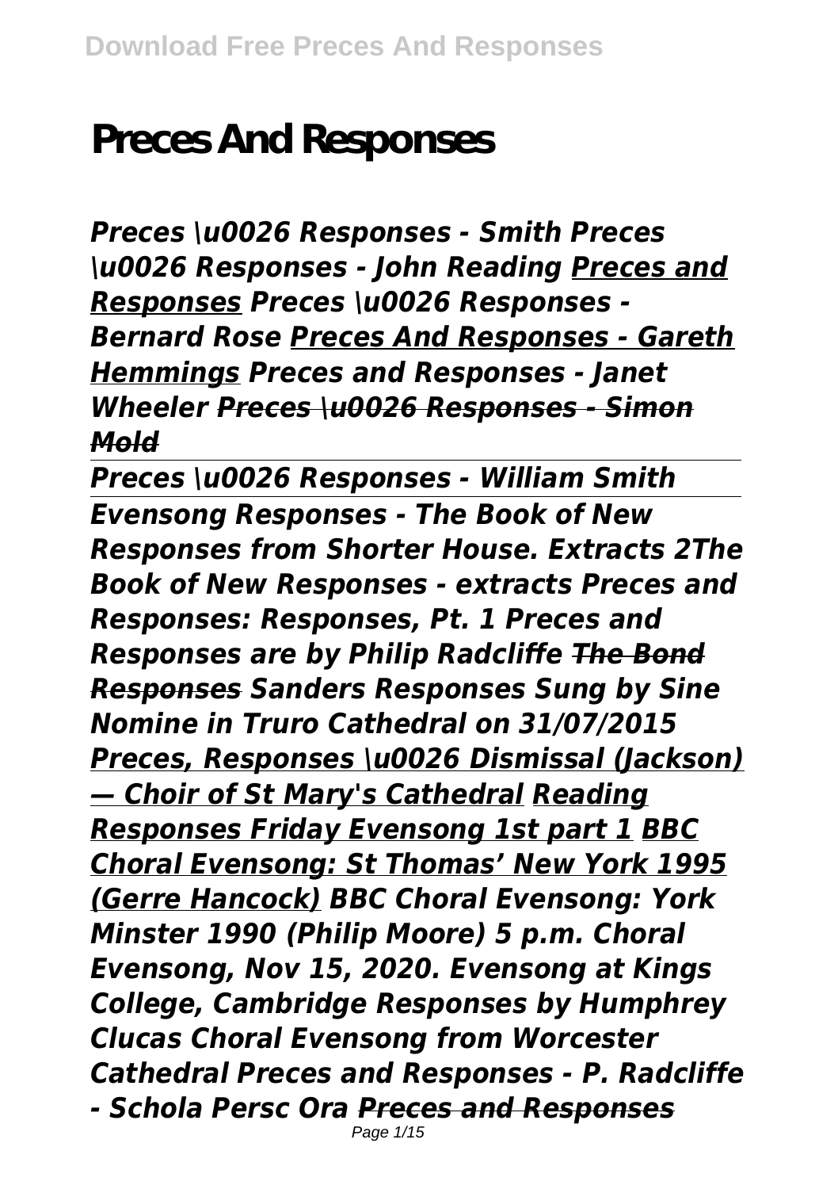# Preces And Responses

***Preces \u0026 Responses - Smith Preces \u0026 Responses - John Reading Preces and Responses Preces \u0026 Responses - Bernard Rose Preces And Responses - Gareth Hemmings Preces and Responses - Janet Wheeler ~~Preces \u0026 Responses - Simon Mold~~***

***Preces \u0026 Responses - William Smith***

***Evensong Responses - The Book of New Responses from Shorter House. Extracts 2The Book of New Responses - extracts Preces and Responses: Responses, Pt. 1 Preces and Responses are by Philip Radcliffe ~~The Bond Responses~~ Sanders Responses Sung by Sine Nomine in Truro Cathedral on 31/07/2015 Preces, Responses \u0026 Dismissal (Jackson) — Choir of St Mary's Cathedral Reading Responses Friday Evensong 1st part 1 BBC Choral Evensong: St Thomas' New York 1995 (Gerre Hancock) BBC Choral Evensong: York Minster 1990 (Philip Moore) 5 p.m. Choral Evensong, Nov 15, 2020. Evensong at Kings College, Cambridge Responses by Humphrey Clucas Choral Evensong from Worcester Cathedral Preces and Responses - P. Radcliffe - Schola Persc Ora ~~Preces and Responses~~***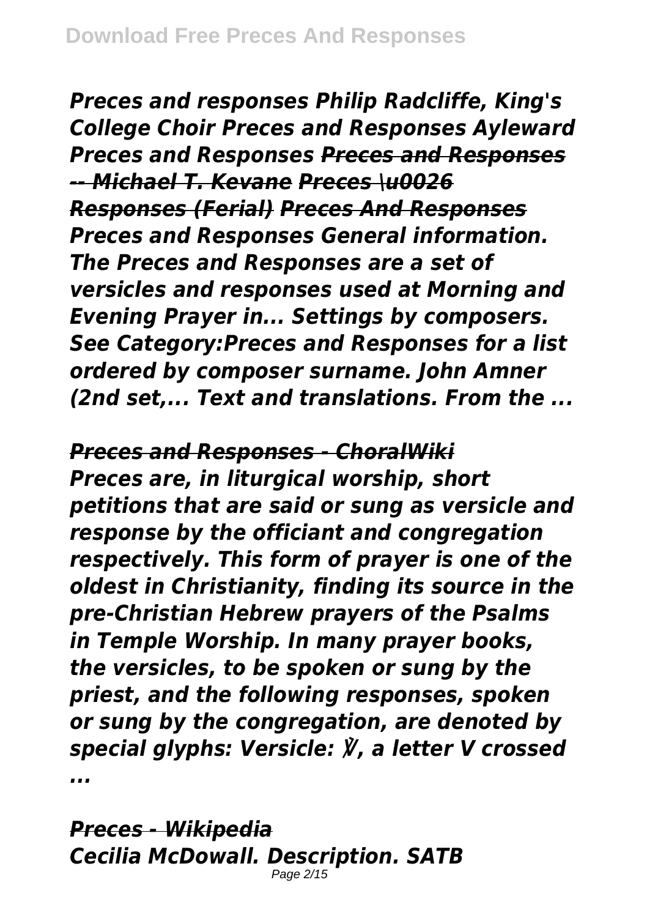*Preces and responses Philip Radcliffe, King's College Choir Preces and Responses Ayleward Preces and Responses ~~Preces and Responses -- Michael T. Kevane~~ ~~Preces \u0026 Responses (Ferial)~~ ~~Preces And Responses~~ Preces and Responses General information. The Preces and Responses are a set of versicles and responses used at Morning and Evening Prayer in... Settings by composers. See Category:Preces and Responses for a list ordered by composer surname. John Amner (2nd set,... Text and translations. From the ...*

*~~Preces and Responses - ChoralWiki~~*

*Preces are, in liturgical worship, short petitions that are said or sung as versicle and response by the officiant and congregation respectively. This form of prayer is one of the oldest in Christianity, finding its source in the pre-Christian Hebrew prayers of the Psalms in Temple Worship. In many prayer books, the versicles, to be spoken or sung by the priest, and the following responses, spoken or sung by the congregation, are denoted by special glyphs: Versicle: ℣, a letter V crossed ...*

*~~Preces - Wikipedia~~*

*Cecilia McDowall. Description. SATB*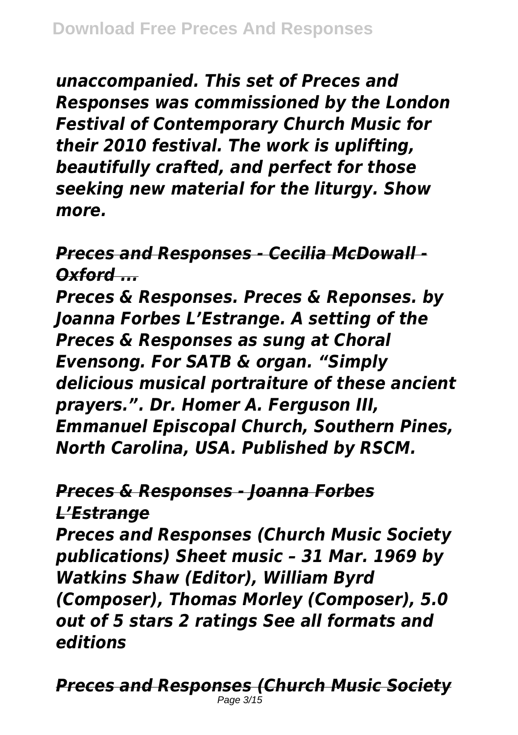*unaccompanied. This set of Preces and Responses was commissioned by the London Festival of Contemporary Church Music for their 2010 festival. The work is uplifting, beautifully crafted, and perfect for those seeking new material for the liturgy. Show more.*

***Preces and Responses - Cecilia McDowall - Oxford ...***

*Preces & Responses. Preces & Reponses. by Joanna Forbes L'Estrange. A setting of the Preces & Responses as sung at Choral Evensong. For SATB & organ. "Simply delicious musical portraiture of these ancient prayers.". Dr. Homer A. Ferguson III, Emmanuel Episcopal Church, Southern Pines, North Carolina, USA. Published by RSCM.*

***Preces & Responses - Joanna Forbes L'Estrange***

*Preces and Responses (Church Music Society publications) Sheet music – 31 Mar. 1969 by Watkins Shaw (Editor), William Byrd (Composer), Thomas Morley (Composer), 5.0 out of 5 stars 2 ratings See all formats and editions*

***Preces and Responses (Church Music Society***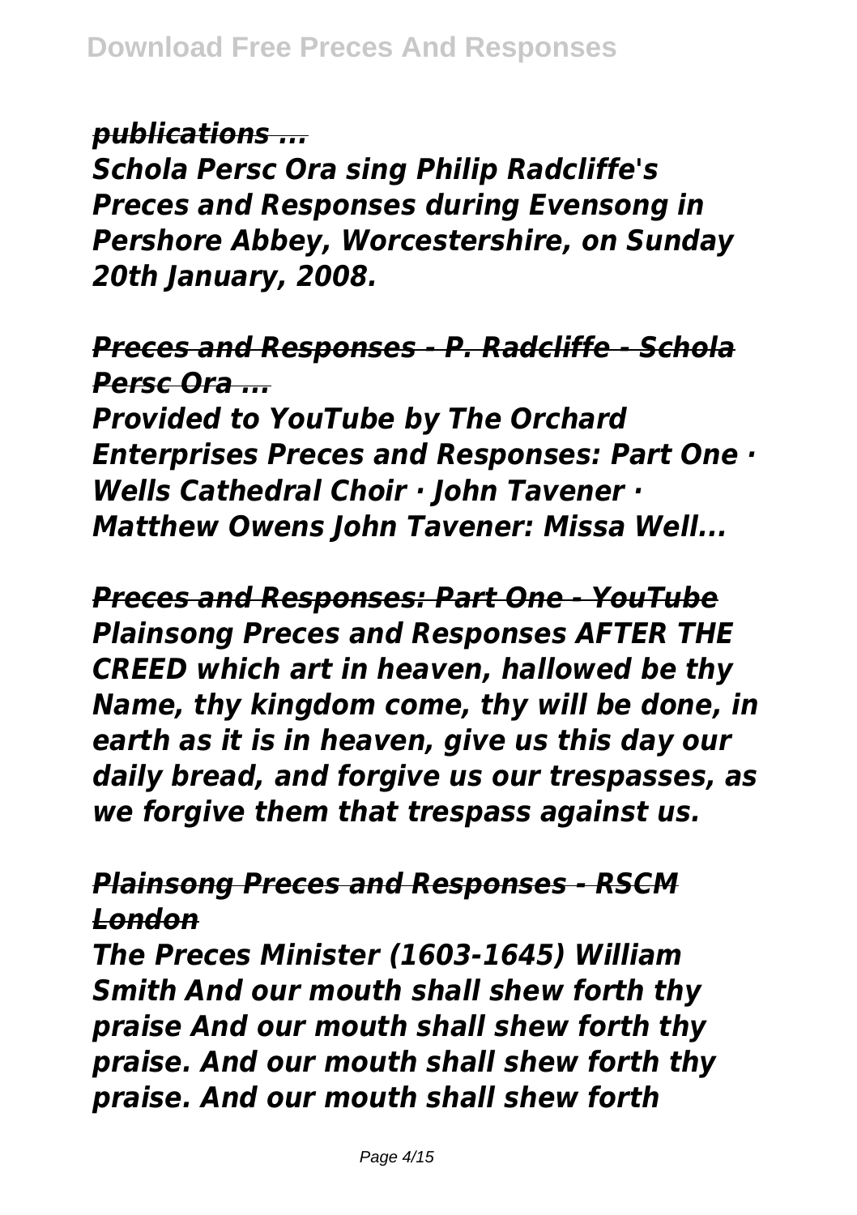*publications ...*

***Schola Persc Ora sing Philip Radcliffe's Preces and Responses during Evensong in Pershore Abbey, Worcestershire, on Sunday 20th January, 2008.***

## ***Preces and Responses - P. Radcliffe - Schola Persc Ora ...***

***Provided to YouTube by The Orchard Enterprises Preces and Responses: Part One · Wells Cathedral Choir · John Tavener · Matthew Owens John Tavener: Missa Well...***

## ***Preces and Responses: Part One - YouTube***

***Plainsong Preces and Responses AFTER THE CREED which art in heaven, hallowed be thy Name, thy kingdom come, thy will be done, in earth as it is in heaven, give us this day our daily bread, and forgive us our trespasses, as we forgive them that trespass against us.***

## ***Plainsong Preces and Responses - RSCM London***

***The Preces Minister (1603-1645) William Smith And our mouth shall shew forth thy praise And our mouth shall shew forth thy praise. And our mouth shall shew forth thy praise. And our mouth shall shew forth***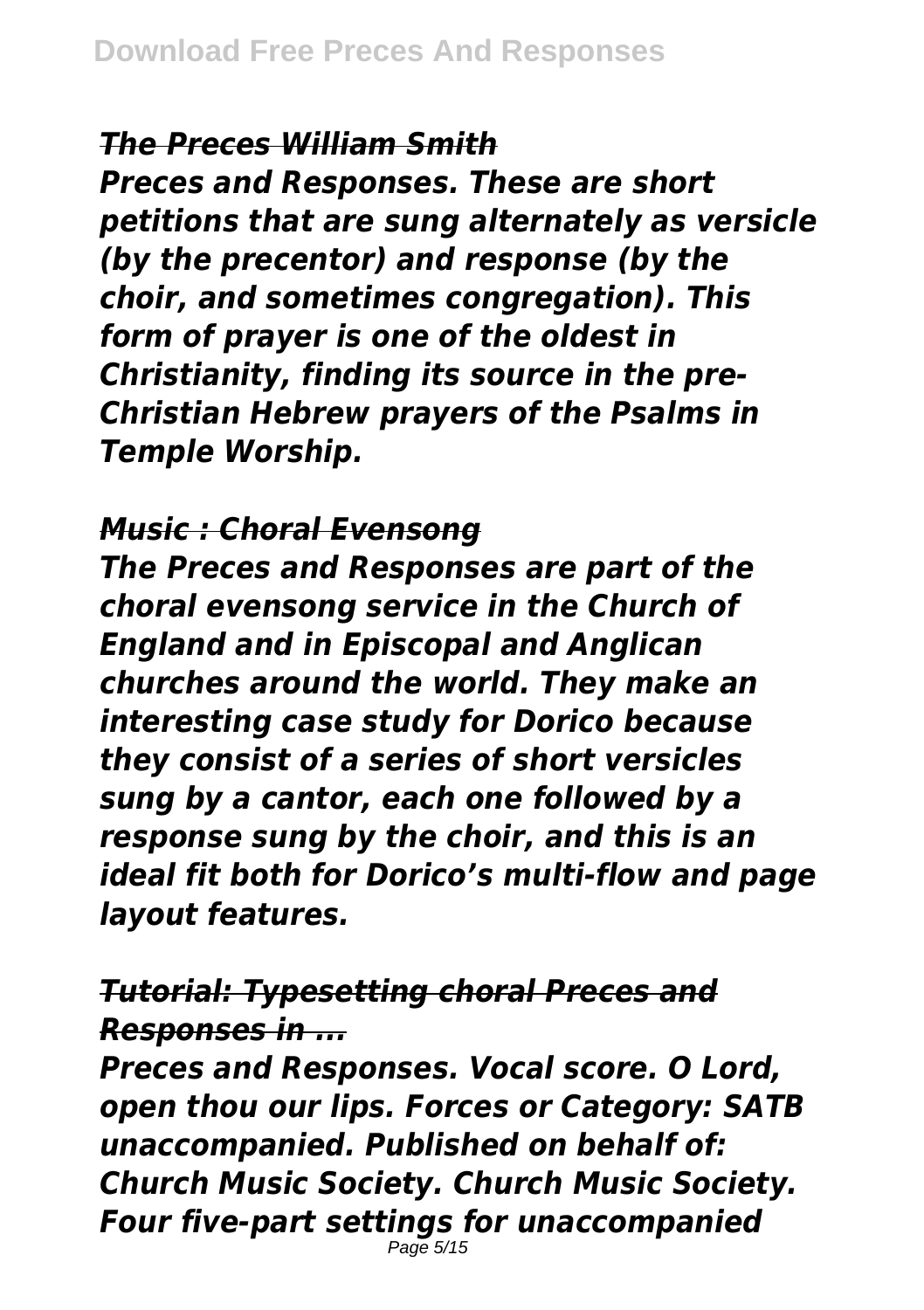***The Preces William Smith***

***Preces and Responses. These are short petitions that are sung alternately as versicle (by the precentor) and response (by the choir, and sometimes congregation). This form of prayer is one of the oldest in Christianity, finding its source in the pre-Christian Hebrew prayers of the Psalms in Temple Worship.***

***Music : Choral Evensong***

***The Preces and Responses are part of the choral evensong service in the Church of England and in Episcopal and Anglican churches around the world. They make an interesting case study for Dorico because they consist of a series of short versicles sung by a cantor, each one followed by a response sung by the choir, and this is an ideal fit both for Dorico's multi-flow and page layout features.***

***Tutorial: Typesetting choral Preces and Responses in ...***

***Preces and Responses. Vocal score. O Lord, open thou our lips. Forces or Category: SATB unaccompanied. Published on behalf of: Church Music Society. Church Music Society. Four five-part settings for unaccompanied***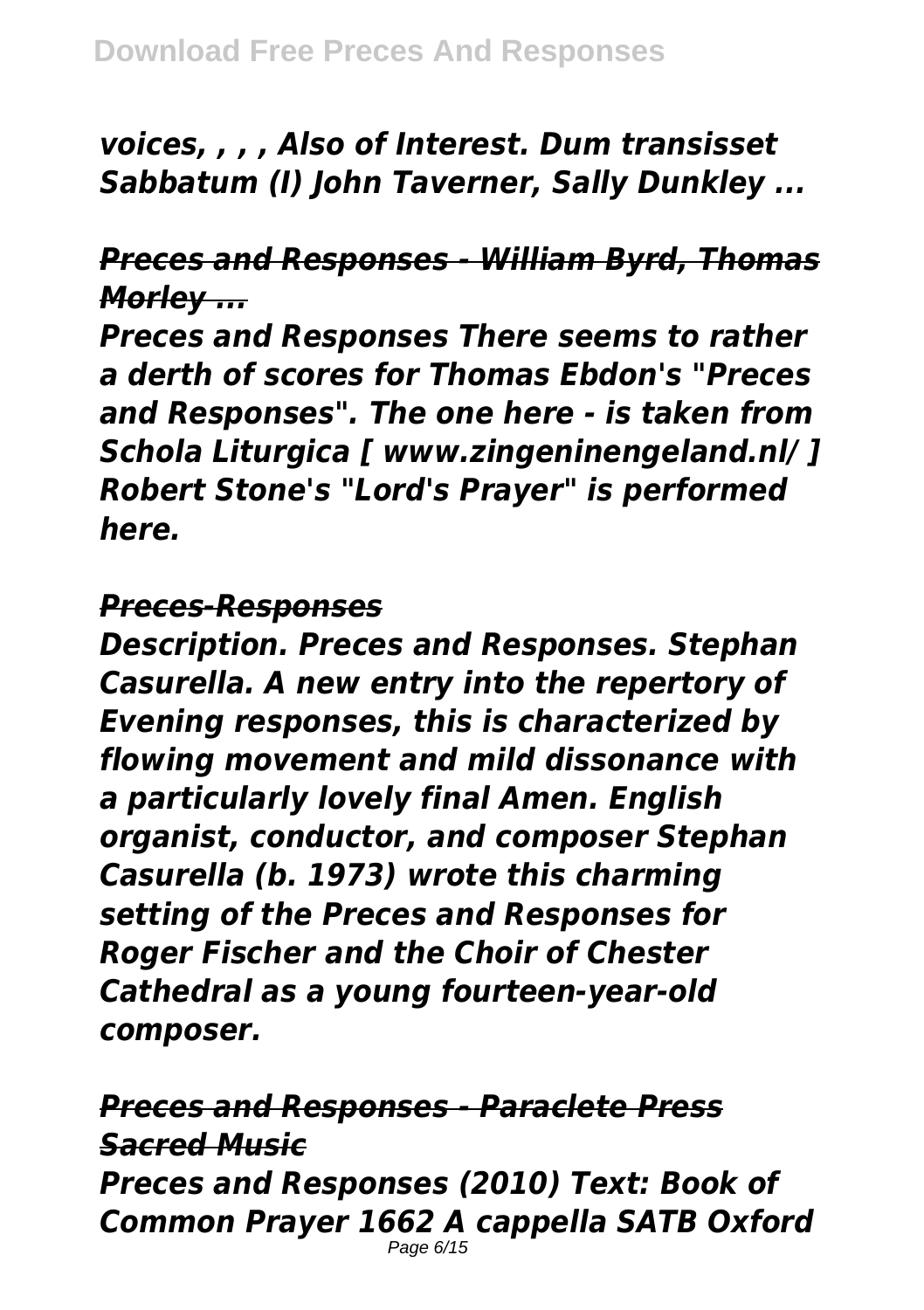*voices, , , , Also of Interest. Dum transisset Sabbatum (I) John Taverner, Sally Dunkley ...*

## *Preces and Responses - William Byrd, Thomas Morley ...*

*Preces and Responses There seems to rather a derth of scores for Thomas Ebdon's "Preces and Responses". The one here - is taken from Schola Liturgica [ www.zingeninengeland.nl/ ] Robert Stone's "Lord's Prayer" is performed here.*

## *Preces-Responses*

*Description. Preces and Responses. Stephan Casurella. A new entry into the repertory of Evening responses, this is characterized by flowing movement and mild dissonance with a particularly lovely final Amen. English organist, conductor, and composer Stephan Casurella (b. 1973) wrote this charming setting of the Preces and Responses for Roger Fischer and the Choir of Chester Cathedral as a young fourteen-year-old composer.*

## *Preces and Responses - Paraclete Press Sacred Music*

*Preces and Responses (2010) Text: Book of Common Prayer 1662 A cappella SATB Oxford*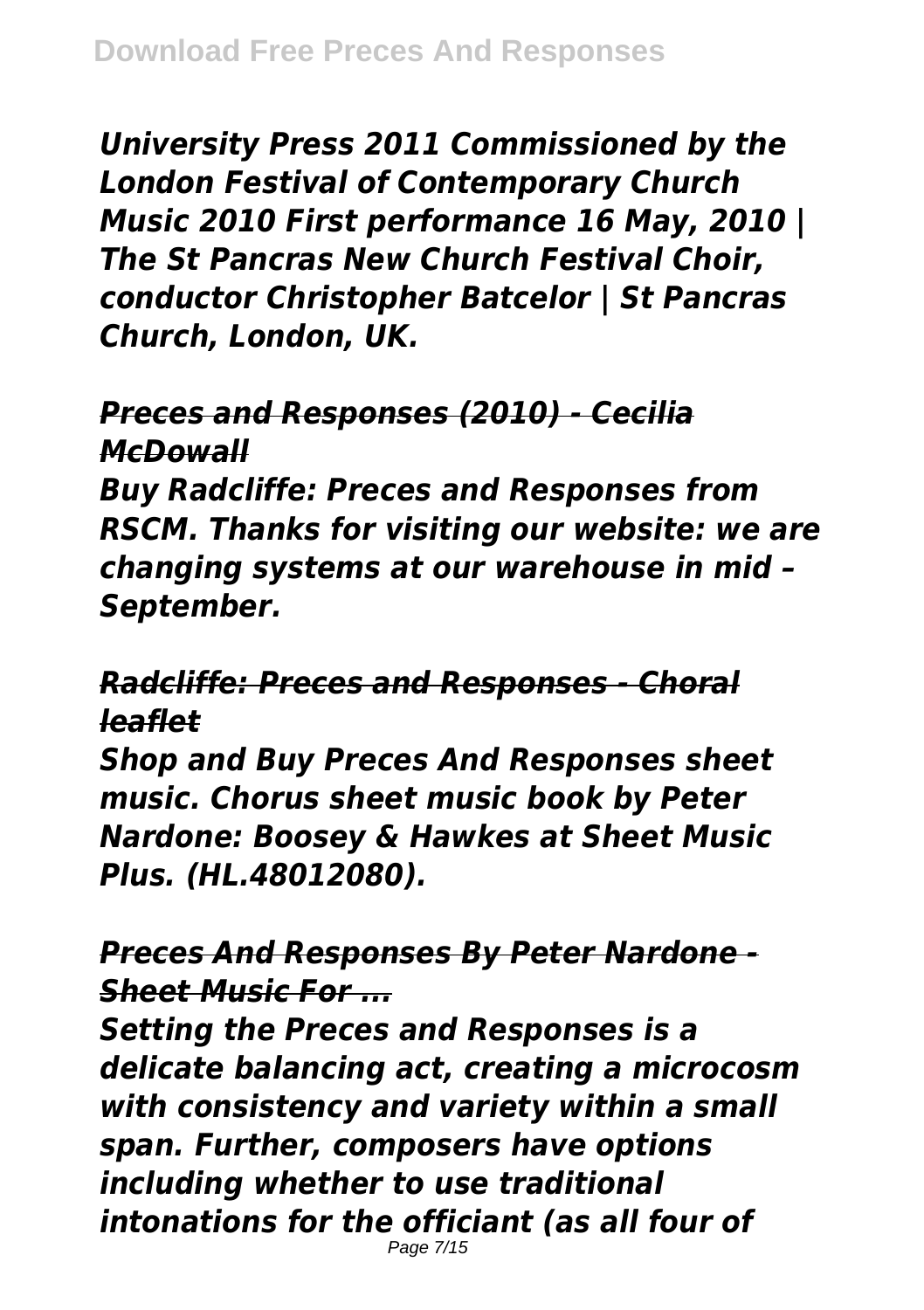*University Press 2011 Commissioned by the London Festival of Contemporary Church Music 2010 First performance 16 May, 2010 | The St Pancras New Church Festival Choir, conductor Christopher Batcelor | St Pancras Church, London, UK.*

*Preces and Responses (2010) - Cecilia McDowall*

*Buy Radcliffe: Preces and Responses from RSCM. Thanks for visiting our website: we are changing systems at our warehouse in mid – September.*

*Radcliffe: Preces and Responses - Choral leaflet*

*Shop and Buy Preces And Responses sheet music. Chorus sheet music book by Peter Nardone: Boosey & Hawkes at Sheet Music Plus. (HL.48012080).*

*Preces And Responses By Peter Nardone - Sheet Music For ...*

*Setting the Preces and Responses is a delicate balancing act, creating a microcosm with consistency and variety within a small span. Further, composers have options including whether to use traditional intonations for the officiant (as all four of*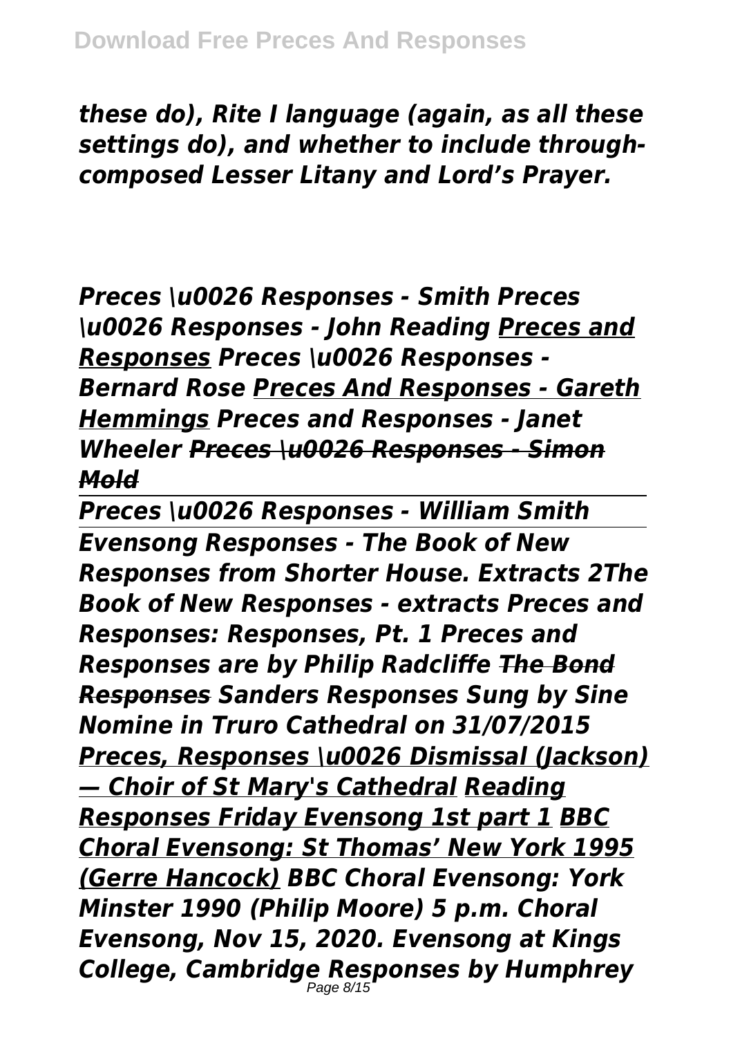*these do), Rite I language (again, as all these settings do), and whether to include through-composed Lesser Litany and Lord's Prayer.*

*Preces \u0026 Responses - Smith Preces \u0026 Responses - John Reading Preces and Responses Preces \u0026 Responses - Bernard Rose Preces And Responses - Gareth Hemmings Preces and Responses - Janet Wheeler ~~Preces \u0026 Responses - Simon Mold~~*

*Preces \u0026 Responses - William Smith*

*Evensong Responses - The Book of New Responses from Shorter House. Extracts 2The Book of New Responses - extracts Preces and Responses: Responses, Pt. 1 Preces and Responses are by Philip Radcliffe ~~The Bond Responses~~ Sanders Responses Sung by Sine Nomine in Truro Cathedral on 31/07/2015 Preces, Responses \u0026 Dismissal (Jackson) — Choir of St Mary's Cathedral Reading Responses Friday Evensong 1st part 1 BBC Choral Evensong: St Thomas' New York 1995 (Gerre Hancock) BBC Choral Evensong: York Minster 1990 (Philip Moore) 5 p.m. Choral Evensong, Nov 15, 2020. Evensong at Kings College, Cambridge Responses by Humphrey*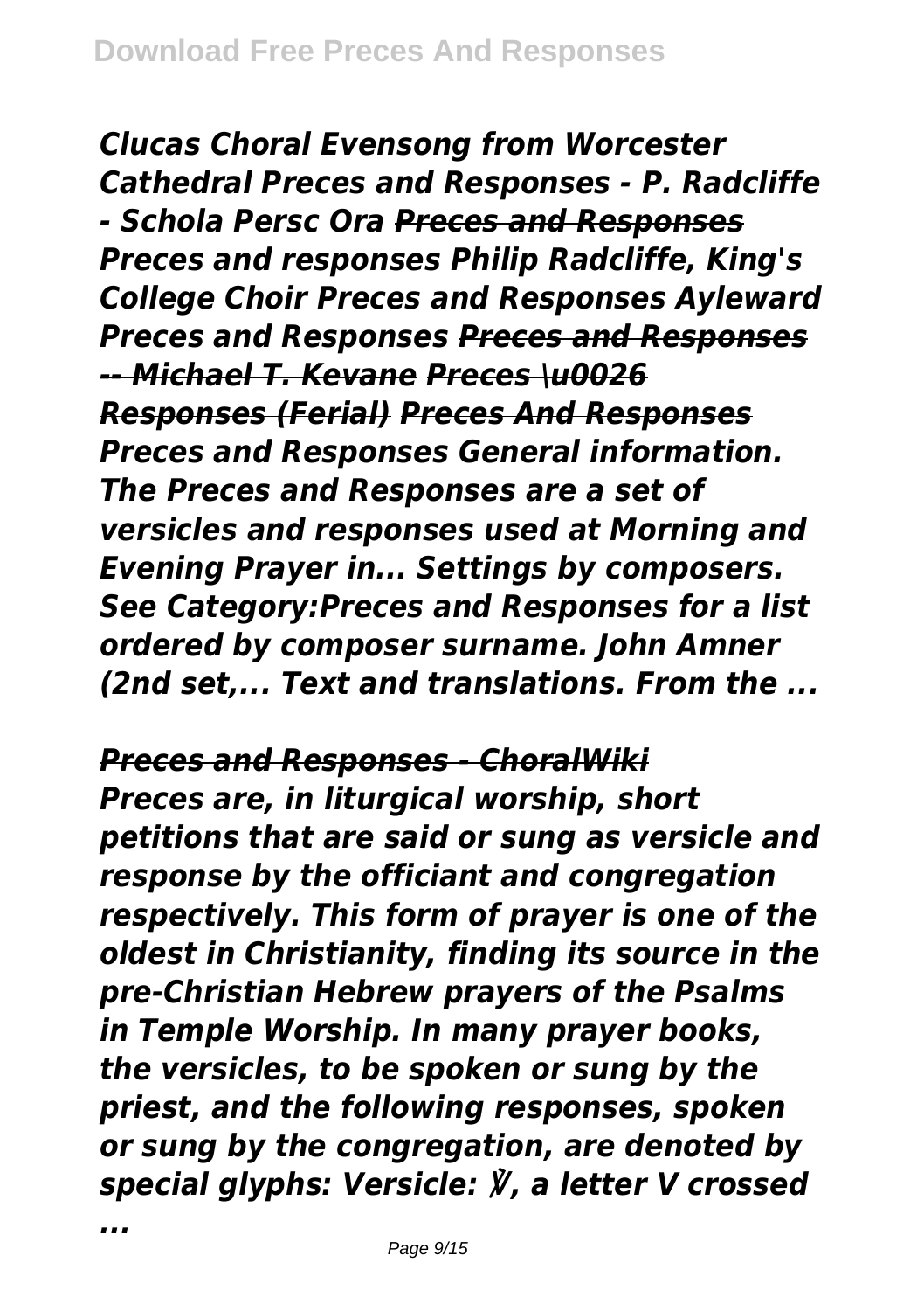*Clucas Choral Evensong from Worcester Cathedral Preces and Responses - P. Radcliffe - Schola Persc Ora ~~Preces and Responses~~ Preces and responses Philip Radcliffe, King's College Choir Preces and Responses Ayleward Preces and Responses ~~Preces and Responses -- Michael T. Kevane~~ ~~Preces \u0026 Responses (Ferial)~~ ~~Preces And Responses~~ Preces and Responses General information. The Preces and Responses are a set of versicles and responses used at Morning and Evening Prayer in... Settings by composers. See Category:Preces and Responses for a list ordered by composer surname. John Amner (2nd set,... Text and translations. From the ...*

*~~Preces and Responses - ChoralWiki~~*

*Preces are, in liturgical worship, short petitions that are said or sung as versicle and response by the officiant and congregation respectively. This form of prayer is one of the oldest in Christianity, finding its source in the pre-Christian Hebrew prayers of the Psalms in Temple Worship. In many prayer books, the versicles, to be spoken or sung by the priest, and the following responses, spoken or sung by the congregation, are denoted by special glyphs: Versicle: ℣, a letter V crossed ...*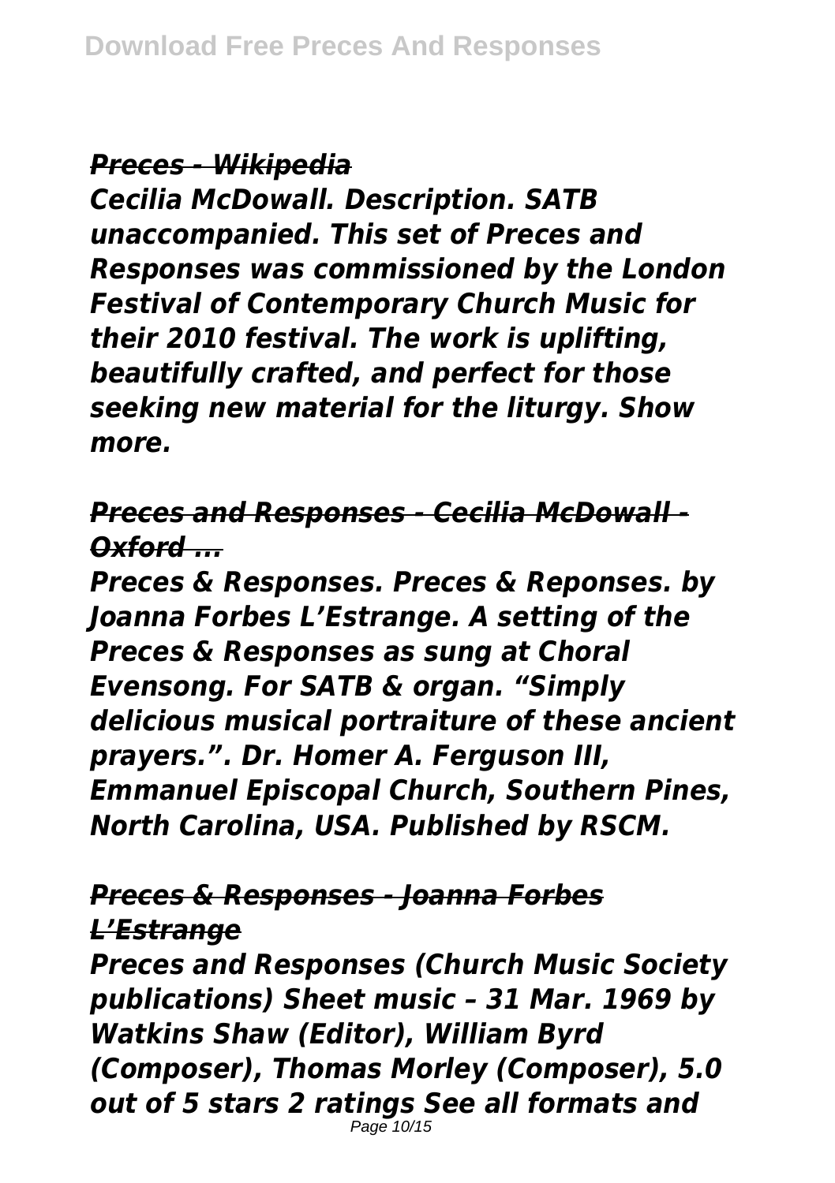*Preces - Wikipedia*

*Cecilia McDowall. Description. SATB unaccompanied. This set of Preces and Responses was commissioned by the London Festival of Contemporary Church Music for their 2010 festival. The work is uplifting, beautifully crafted, and perfect for those seeking new material for the liturgy. Show more.*

*Preces and Responses - Cecilia McDowall - Oxford ...*

*Preces & Responses. Preces & Reponses. by Joanna Forbes L'Estrange. A setting of the Preces & Responses as sung at Choral Evensong. For SATB & organ. "Simply delicious musical portraiture of these ancient prayers.". Dr. Homer A. Ferguson III, Emmanuel Episcopal Church, Southern Pines, North Carolina, USA. Published by RSCM.*

*Preces & Responses - Joanna Forbes L'Estrange*

*Preces and Responses (Church Music Society publications) Sheet music – 31 Mar. 1969 by Watkins Shaw (Editor), William Byrd (Composer), Thomas Morley (Composer), 5.0 out of 5 stars 2 ratings See all formats and*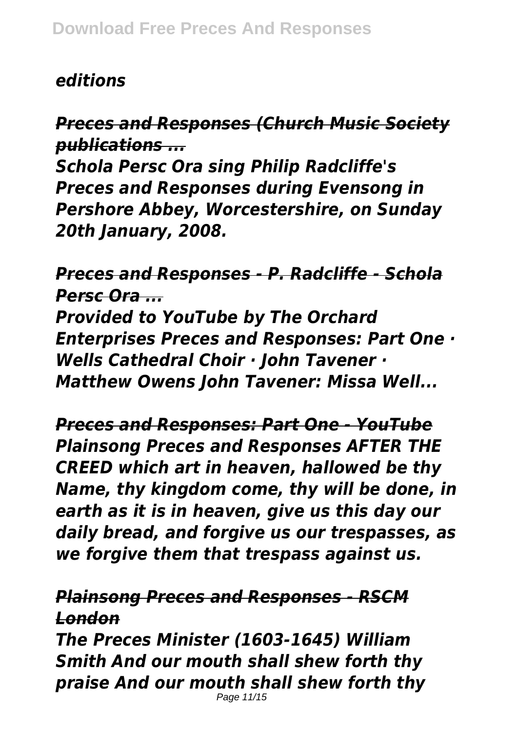*editions*

## *~~Preces and Responses (Church Music Society publications ...~~*

***Schola Persc Ora sing Philip Radcliffe's Preces and Responses during Evensong in Pershore Abbey, Worcestershire, on Sunday 20th January, 2008.***

## *~~Preces and Responses - P. Radcliffe - Schola Persc Ora ...~~*

***Provided to YouTube by The Orchard Enterprises Preces and Responses: Part One · Wells Cathedral Choir · John Tavener · Matthew Owens John Tavener: Missa Well...***

## *~~Preces and Responses: Part One - YouTube~~*

***Plainsong Preces and Responses AFTER THE CREED which art in heaven, hallowed be thy Name, thy kingdom come, thy will be done, in earth as it is in heaven, give us this day our daily bread, and forgive us our trespasses, as we forgive them that trespass against us.***

## *~~Plainsong Preces and Responses - RSCM London~~*

***The Preces Minister (1603-1645) William Smith And our mouth shall shew forth thy praise And our mouth shall shew forth thy***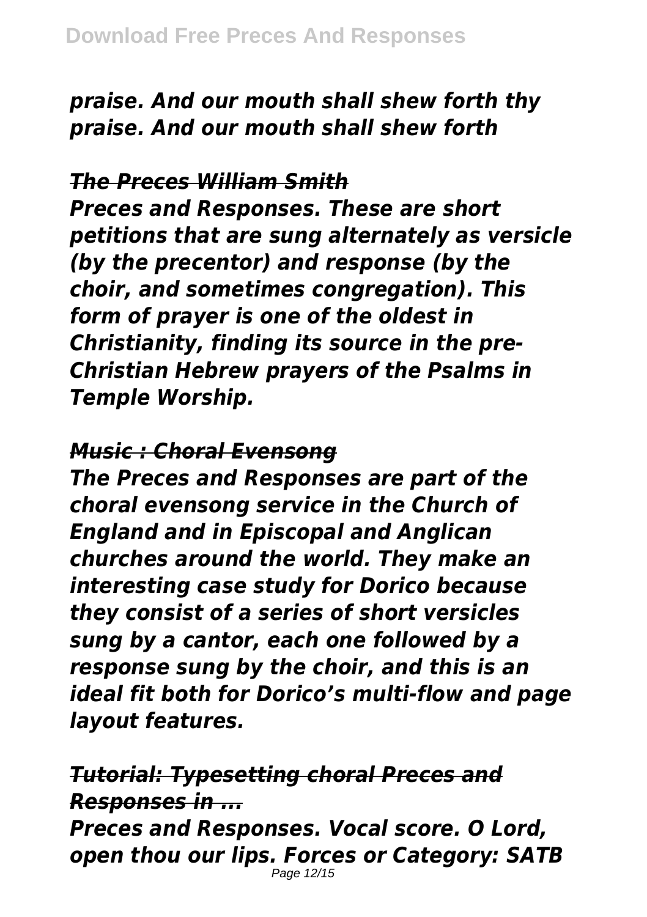*praise. And our mouth shall shew forth thy praise. And our mouth shall shew forth*

***The Preces William Smith***

***Preces and Responses. These are short petitions that are sung alternately as versicle (by the precentor) and response (by the choir, and sometimes congregation). This form of prayer is one of the oldest in Christianity, finding its source in the pre-Christian Hebrew prayers of the Psalms in Temple Worship.***

***Music : Choral Evensong***

***The Preces and Responses are part of the choral evensong service in the Church of England and in Episcopal and Anglican churches around the world. They make an interesting case study for Dorico because they consist of a series of short versicles sung by a cantor, each one followed by a response sung by the choir, and this is an ideal fit both for Dorico's multi-flow and page layout features.***

***Tutorial: Typesetting choral Preces and Responses in ...***

***Preces and Responses. Vocal score. O Lord, open thou our lips. Forces or Category: SATB***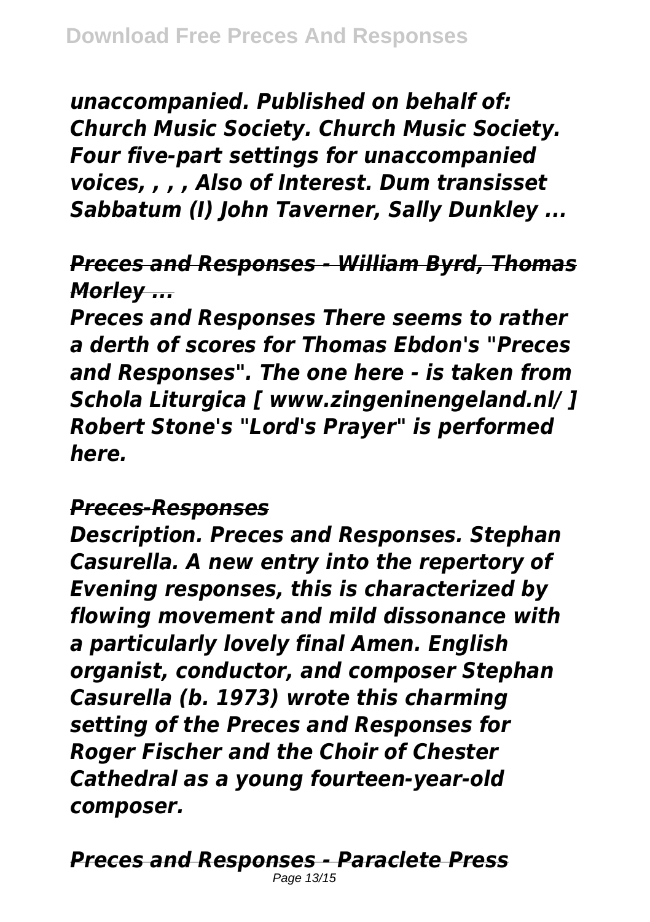*unaccompanied. Published on behalf of: Church Music Society. Church Music Society. Four five-part settings for unaccompanied voices, , , , Also of Interest. Dum transisset Sabbatum (I) John Taverner, Sally Dunkley ...*

***Preces and Responses - William Byrd, Thomas Morley ...***

*Preces and Responses There seems to rather a derth of scores for Thomas Ebdon's "Preces and Responses". The one here - is taken from Schola Liturgica [ www.zingeninengeland.nl/ ] Robert Stone's "Lord's Prayer" is performed here.*

***Preces-Responses***

*Description. Preces and Responses. Stephan Casurella. A new entry into the repertory of Evening responses, this is characterized by flowing movement and mild dissonance with a particularly lovely final Amen. English organist, conductor, and composer Stephan Casurella (b. 1973) wrote this charming setting of the Preces and Responses for Roger Fischer and the Choir of Chester Cathedral as a young fourteen-year-old composer.*

***Preces and Responses - Paraclete Press***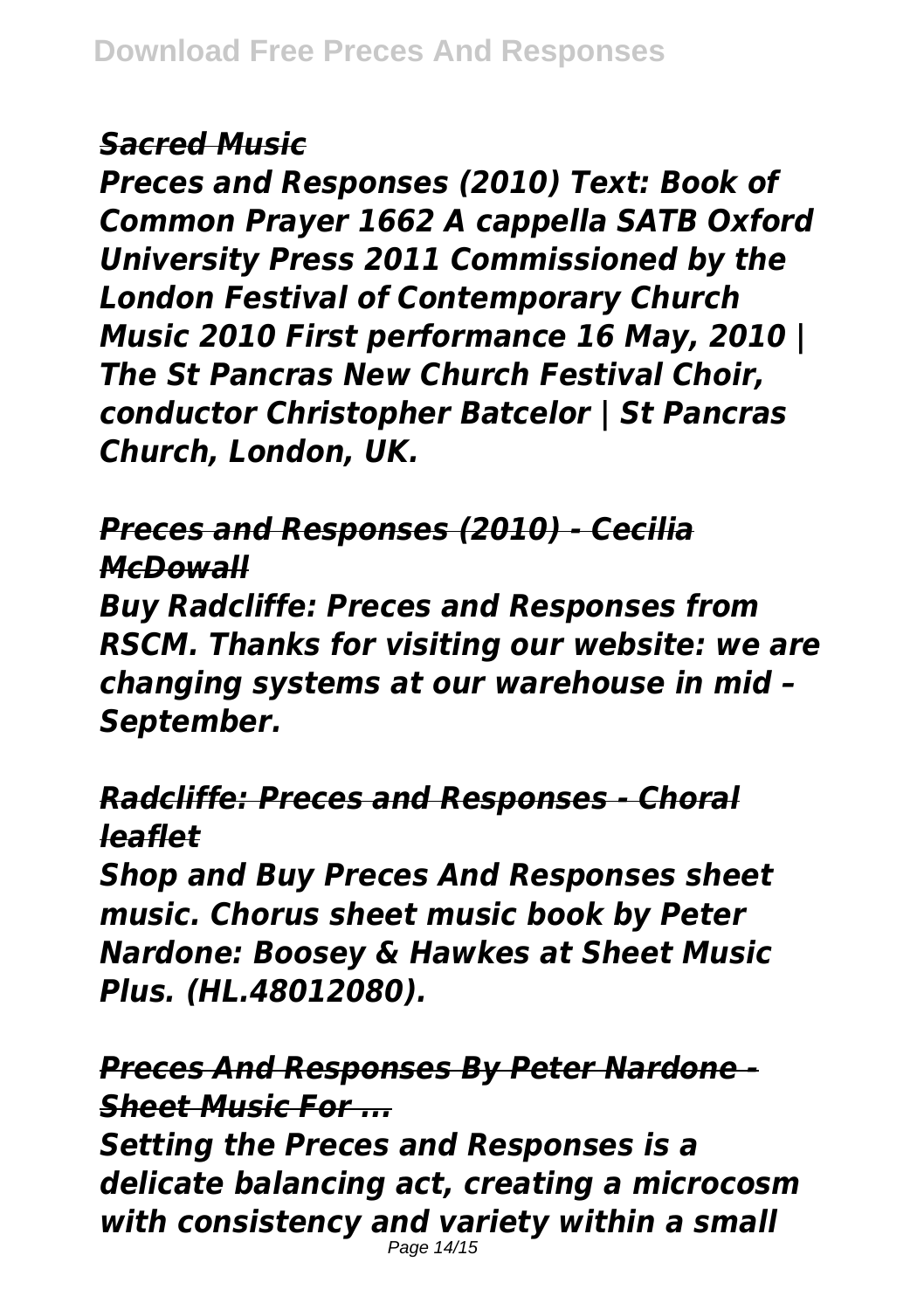### *Sacred Music*

*Preces and Responses (2010) Text: Book of Common Prayer 1662 A cappella SATB Oxford University Press 2011 Commissioned by the London Festival of Contemporary Church Music 2010 First performance 16 May, 2010 | The St Pancras New Church Festival Choir, conductor Christopher Batcelor | St Pancras Church, London, UK.*

### *Preces and Responses (2010) - Cecilia McDowall*

*Buy Radcliffe: Preces and Responses from RSCM. Thanks for visiting our website: we are changing systems at our warehouse in mid – September.*

### *Radcliffe: Preces and Responses - Choral leaflet*

*Shop and Buy Preces And Responses sheet music. Chorus sheet music book by Peter Nardone: Boosey & Hawkes at Sheet Music Plus. (HL.48012080).*

### *Preces And Responses By Peter Nardone - Sheet Music For ...*

*Setting the Preces and Responses is a delicate balancing act, creating a microcosm with consistency and variety within a small*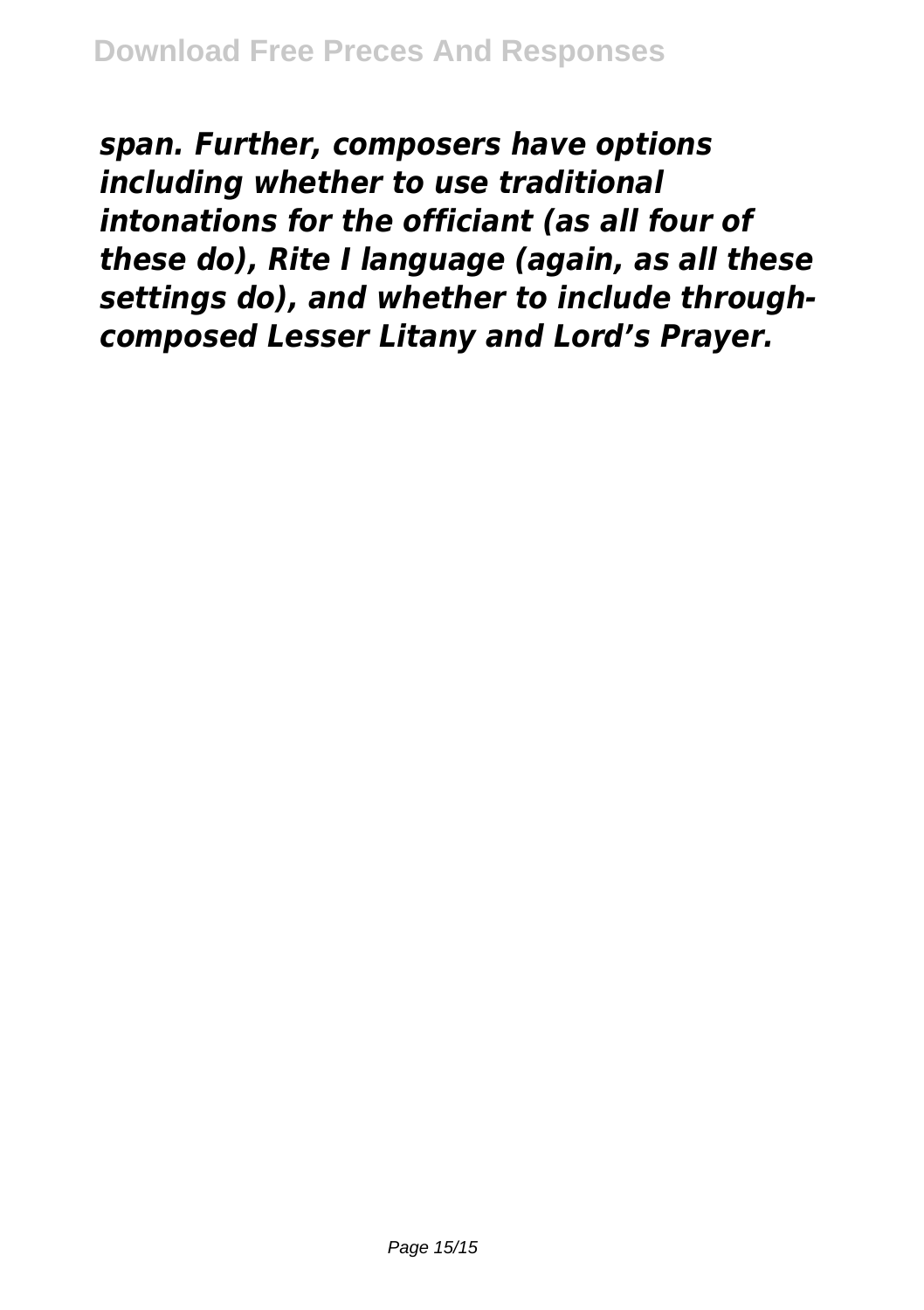*span. Further, composers have options including whether to use traditional intonations for the officiant (as all four of these do), Rite I language (again, as all these settings do), and whether to include through-composed Lesser Litany and Lord's Prayer.*